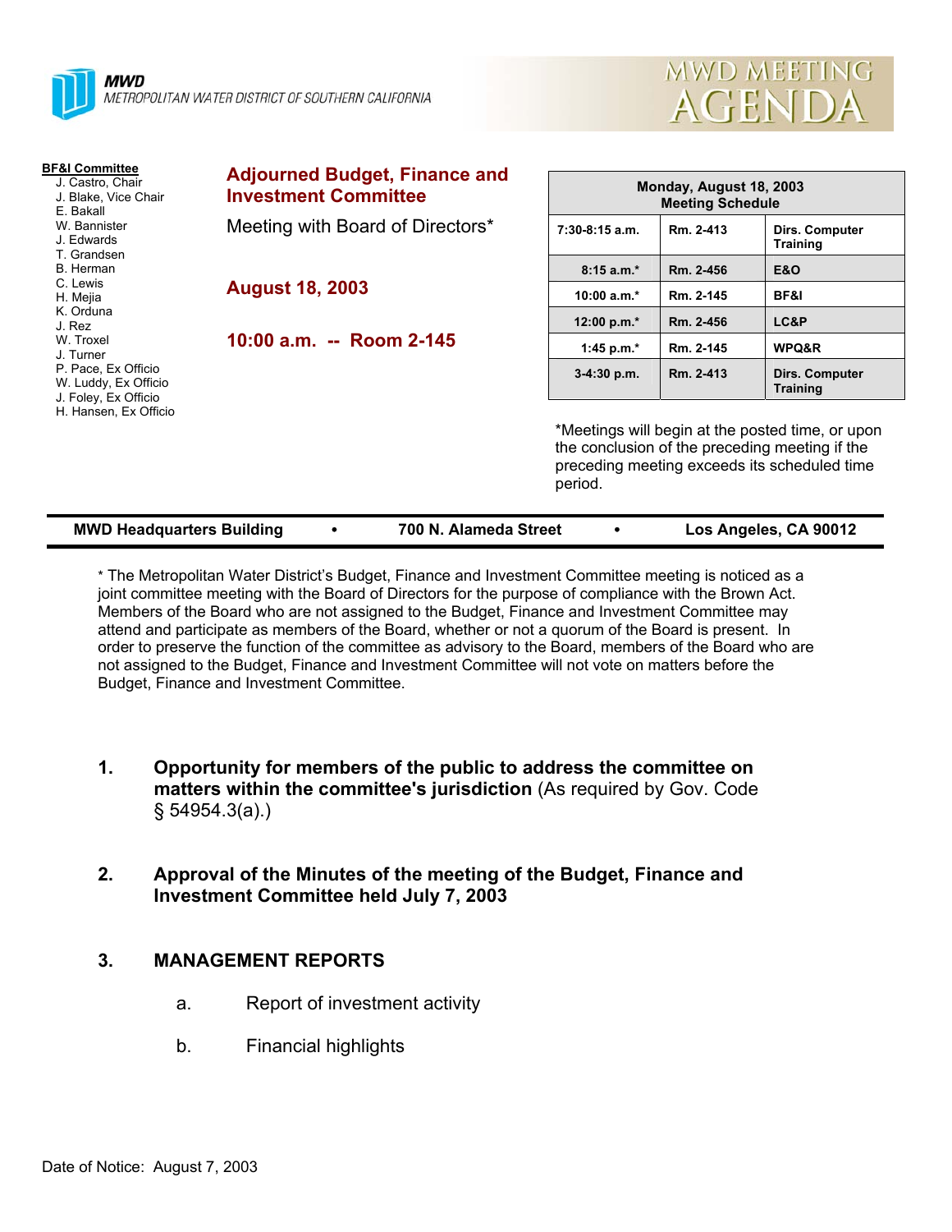**MWD**
METROPOLITAN WATER DISTRICT OF SOUTHERN CALIFORNIA

# MWD MEETING AGENDA

**BF&I Committee**
- J. Castro, Chair
- J. Blake, Vice Chair
- E. Bakall
- W. Bannister
- J. Edwards
- T. Grandsen
- B. Herman
- C. Lewis
- H. Mejia
- K. Orduna
- J. Rez
- W. Troxel
- J. Turner
- P. Pace, Ex Officio
- W. Luddy, Ex Officio
- J. Foley, Ex Officio
- H. Hansen, Ex Officio

## Adjourned Budget, Finance and Investment Committee

Meeting with Board of Directors*

**August 18, 2003**

**10:00 a.m. -- Room 2-145**

| Monday, August 18, 2003 Meeting Schedule | | |
|---|---|---|
| 7:30-8:15 a.m. | Rm. 2-413 | Dirs. Computer Training |
| 8:15 a.m.* | Rm. 2-456 | E&O |
| 10:00 a.m.* | Rm. 2-145 | BF&I |
| 12:00 p.m.* | Rm. 2-456 | LC&P |
| 1:45 p.m.* | Rm. 2-145 | WPQ&R |
| 3-4:30 p.m. | Rm. 2-413 | Dirs. Computer Training |

*Meetings will begin at the posted time, or upon the conclusion of the preceding meeting if the preceding meeting exceeds its scheduled time period.

**MWD Headquarters Building • 700 N. Alameda Street • Los Angeles, CA 90012**

* The Metropolitan Water District's Budget, Finance and Investment Committee meeting is noticed as a joint committee meeting with the Board of Directors for the purpose of compliance with the Brown Act. Members of the Board who are not assigned to the Budget, Finance and Investment Committee may attend and participate as members of the Board, whether or not a quorum of the Board is present. In order to preserve the function of the committee as advisory to the Board, members of the Board who are not assigned to the Budget, Finance and Investment Committee will not vote on matters before the Budget, Finance and Investment Committee.

1. **Opportunity for members of the public to address the committee on matters within the committee's jurisdiction** (As required by Gov. Code § 54954.3(a).)

2. **Approval of the Minutes of the meeting of the Budget, Finance and Investment Committee held July 7, 2003**

3. **MANAGEMENT REPORTS**

   a. Report of investment activity

   b. Financial highlights

Date of Notice: August 7, 2003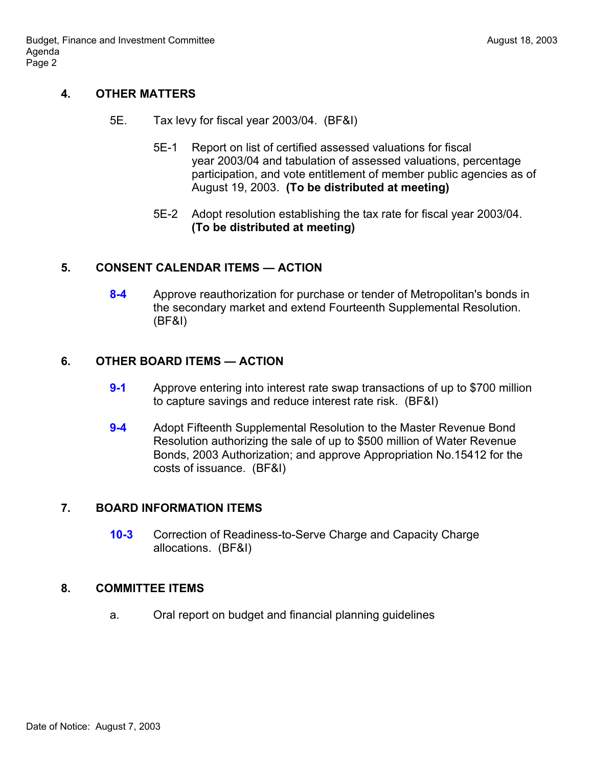## 4. OTHER MATTERS

5E. Tax levy for fiscal year 2003/04. (BF&I)

5E-1 Report on list of certified assessed valuations for fiscal year 2003/04 and tabulation of assessed valuations, percentage participation, and vote entitlement of member public agencies as of August 19, 2003. **(To be distributed at meeting)**

5E-2 Adopt resolution establishing the tax rate for fiscal year 2003/04. **(To be distributed at meeting)**

## 5. CONSENT CALENDAR ITEMS — ACTION

**8-4** Approve reauthorization for purchase or tender of Metropolitan's bonds in the secondary market and extend Fourteenth Supplemental Resolution. (BF&I)

## 6. OTHER BOARD ITEMS — ACTION

**9-1** Approve entering into interest rate swap transactions of up to $700 million to capture savings and reduce interest rate risk. (BF&I)

**9-4** Adopt Fifteenth Supplemental Resolution to the Master Revenue Bond Resolution authorizing the sale of up to $500 million of Water Revenue Bonds, 2003 Authorization; and approve Appropriation No.15412 for the costs of issuance. (BF&I)

## 7. BOARD INFORMATION ITEMS

**10-3** Correction of Readiness-to-Serve Charge and Capacity Charge allocations. (BF&I)

## 8. COMMITTEE ITEMS

a. Oral report on budget and financial planning guidelines

Date of Notice: August 7, 2003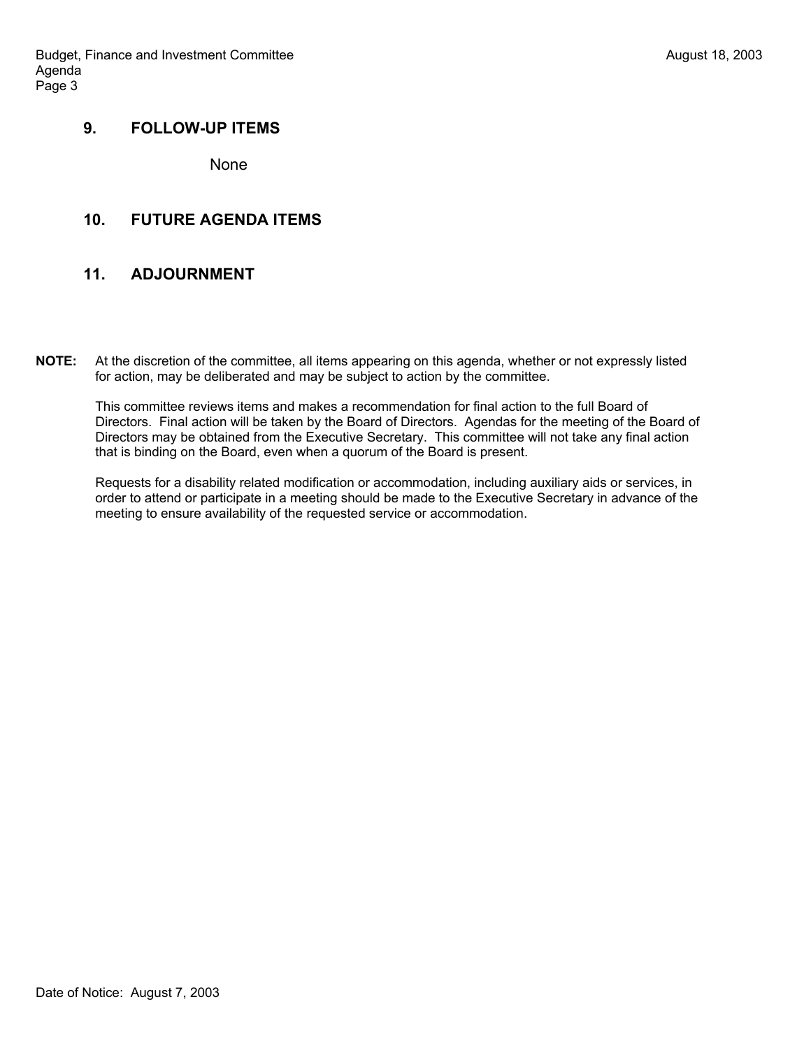## 9. FOLLOW-UP ITEMS

None

## 10. FUTURE AGENDA ITEMS

## 11. ADJOURNMENT

**NOTE:** At the discretion of the committee, all items appearing on this agenda, whether or not expressly listed for action, may be deliberated and may be subject to action by the committee.

This committee reviews items and makes a recommendation for final action to the full Board of Directors. Final action will be taken by the Board of Directors. Agendas for the meeting of the Board of Directors may be obtained from the Executive Secretary. This committee will not take any final action that is binding on the Board, even when a quorum of the Board is present.

Requests for a disability related modification or accommodation, including auxiliary aids or services, in order to attend or participate in a meeting should be made to the Executive Secretary in advance of the meeting to ensure availability of the requested service or accommodation.

Date of Notice: August 7, 2003